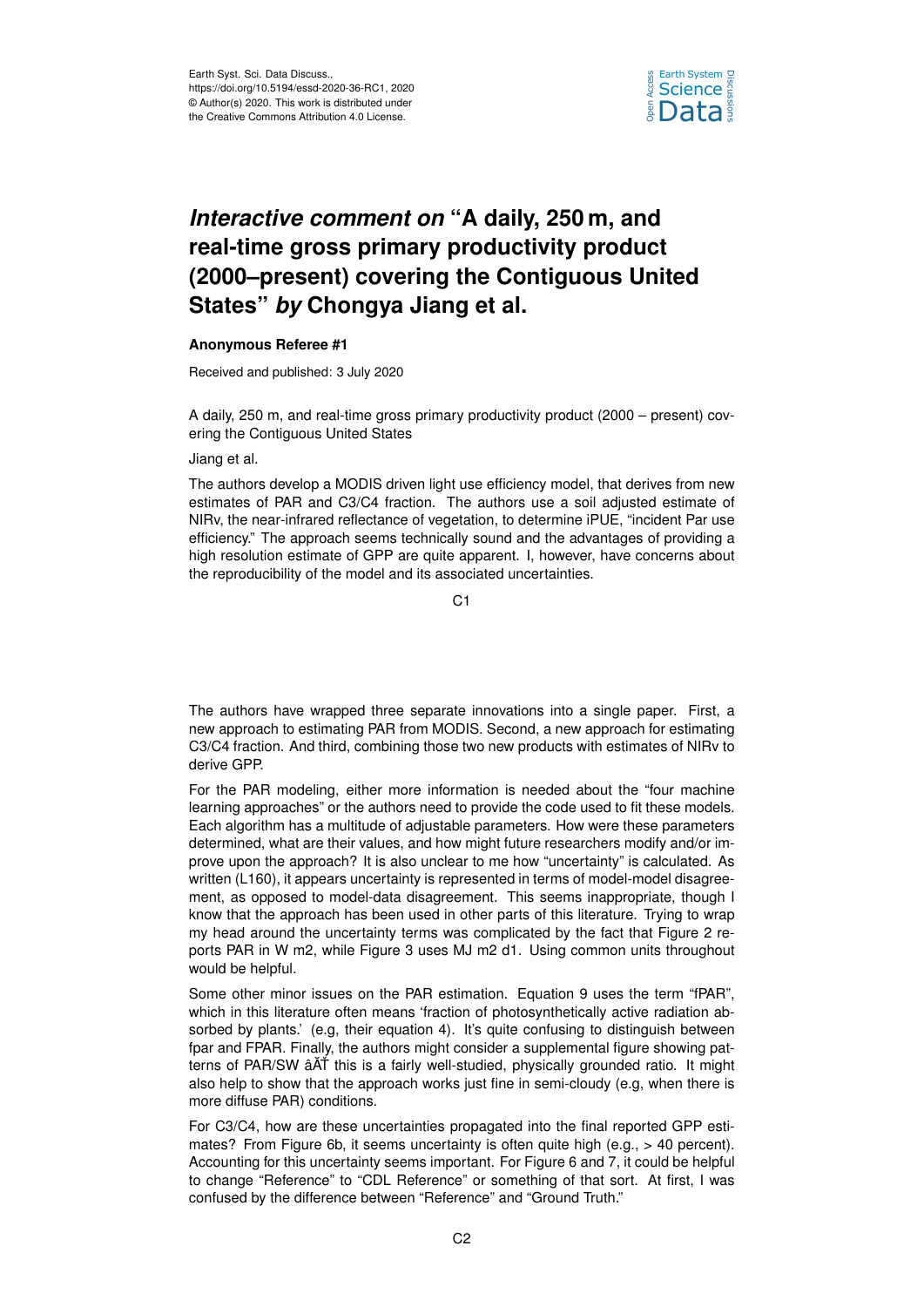# *Interactive comment on* "A daily, 250 m, and real-time gross primary productivity product (2000–present) covering the Contiguous United States" *by* Chongya Jiang et al.

**Anonymous Referee #1**

Received and published: 3 July 2020

A daily, 250 m, and real-time gross primary productivity product (2000 – present) covering the Contiguous United States

Jiang et al.

The authors develop a MODIS driven light use efficiency model, that derives from new estimates of PAR and C3/C4 fraction. The authors use a soil adjusted estimate of NIRv, the near-infrared reflectance of vegetation, to determine iPUE, "incident Par use efficiency." The approach seems technically sound and the advantages of providing a high resolution estimate of GPP are quite apparent. I, however, have concerns about the reproducibility of the model and its associated uncertainties.

The authors have wrapped three separate innovations into a single paper. First, a new approach to estimating PAR from MODIS. Second, a new approach for estimating C3/C4 fraction. And third, combining those two new products with estimates of NIRv to derive GPP.

For the PAR modeling, either more information is needed about the "four machine learning approaches" or the authors need to provide the code used to fit these models. Each algorithm has a multitude of adjustable parameters. How were these parameters determined, what are their values, and how might future researchers modify and/or improve upon the approach? It is also unclear to me how "uncertainty" is calculated. As written (L160), it appears uncertainty is represented in terms of model-model disagreement, as opposed to model-data disagreement. This seems inappropriate, though I know that the approach has been used in other parts of this literature. Trying to wrap my head around the uncertainty terms was complicated by the fact that Figure 2 reports PAR in W m2, while Figure 3 uses MJ m2 d1. Using common units throughout would be helpful.

Some other minor issues on the PAR estimation. Equation 9 uses the term "fPAR", which in this literature often means 'fraction of photosynthetically active radiation absorbed by plants.' (e.g, their equation 4). It's quite confusing to distinguish between fpar and FPAR. Finally, the authors might consider a supplemental figure showing patterns of PAR/SW âĂŤ this is a fairly well-studied, physically grounded ratio. It might also help to show that the approach works just fine in semi-cloudy (e.g, when there is more diffuse PAR) conditions.

For C3/C4, how are these uncertainties propagated into the final reported GPP estimates? From Figure 6b, it seems uncertainty is often quite high (e.g., > 40 percent). Accounting for this uncertainty seems important. For Figure 6 and 7, it could be helpful to change "Reference" to "CDL Reference" or something of that sort. At first, I was confused by the difference between "Reference" and "Ground Truth."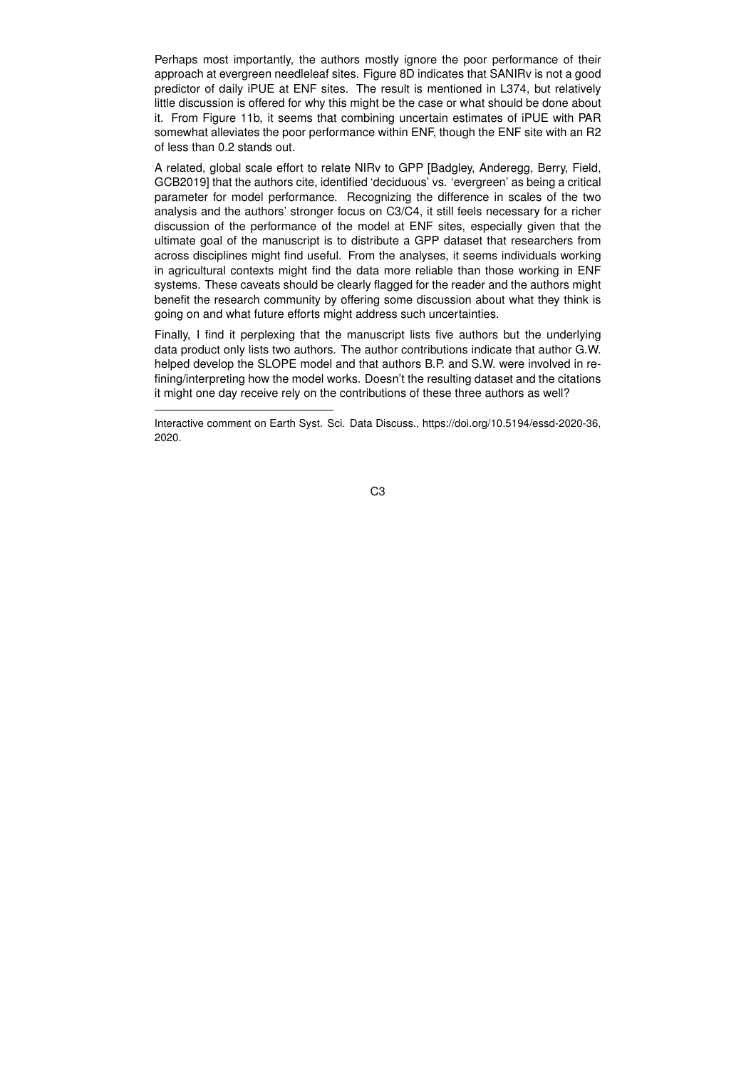Perhaps most importantly, the authors mostly ignore the poor performance of their approach at evergreen needleleaf sites. Figure 8D indicates that SANIRv is not a good predictor of daily iPUE at ENF sites. The result is mentioned in L374, but relatively little discussion is offered for why this might be the case or what should be done about it. From Figure 11b, it seems that combining uncertain estimates of iPUE with PAR somewhat alleviates the poor performance within ENF, though the ENF site with an R2 of less than 0.2 stands out.

A related, global scale effort to relate NIRv to GPP [Badgley, Anderegg, Berry, Field, GCB2019] that the authors cite, identified 'deciduous' vs. 'evergreen' as being a critical parameter for model performance. Recognizing the difference in scales of the two analysis and the authors' stronger focus on C3/C4, it still feels necessary for a richer discussion of the performance of the model at ENF sites, especially given that the ultimate goal of the manuscript is to distribute a GPP dataset that researchers from across disciplines might find useful. From the analyses, it seems individuals working in agricultural contexts might find the data more reliable than those working in ENF systems. These caveats should be clearly flagged for the reader and the authors might benefit the research community by offering some discussion about what they think is going on and what future efforts might address such uncertainties.

Finally, I find it perplexing that the manuscript lists five authors but the underlying data product only lists two authors. The author contributions indicate that author G.W. helped develop the SLOPE model and that authors B.P. and S.W. were involved in refining/interpreting how the model works. Doesn't the resulting dataset and the citations it might one day receive rely on the contributions of these three authors as well?

---

Interactive comment on Earth Syst. Sci. Data Discuss., https://doi.org/10.5194/essd-2020-36, 2020.